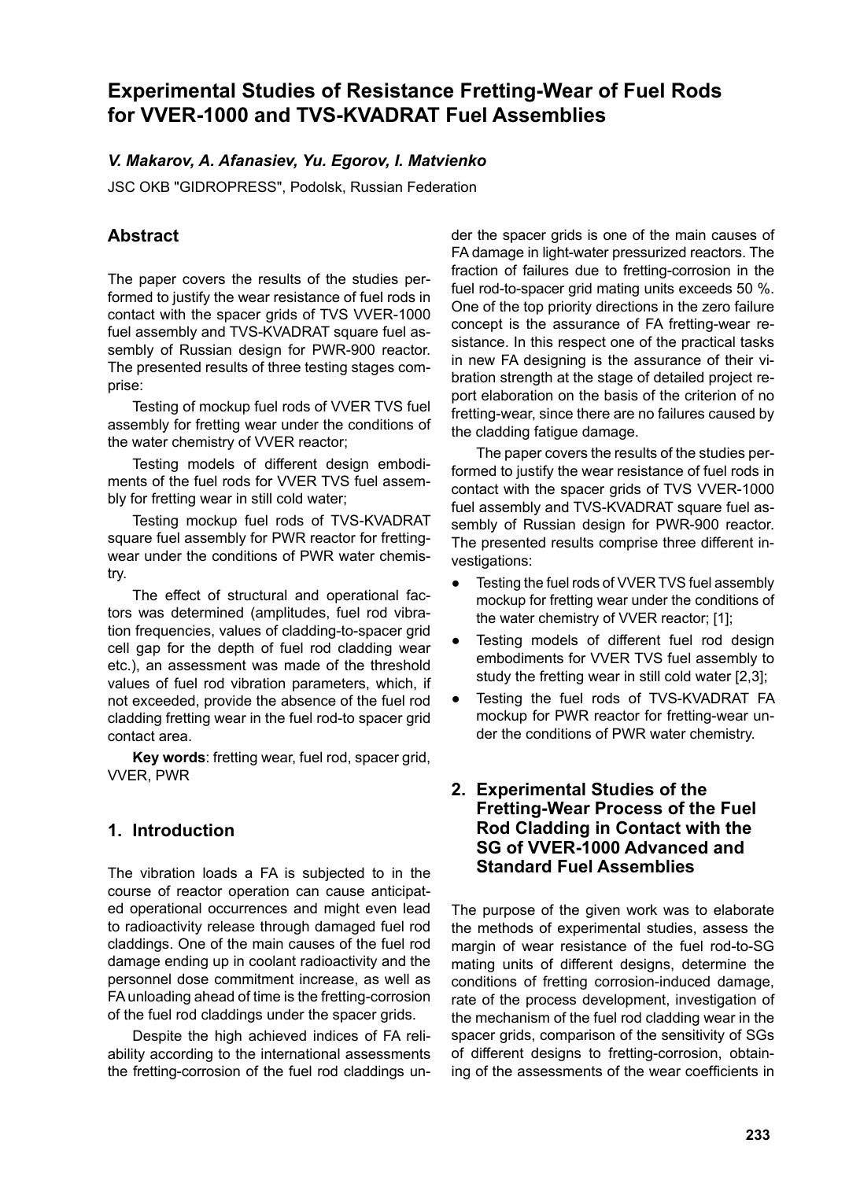# Experimental Studies of Resistance Fretting-Wear of Fuel Rods for VVER-1000 and TVS-KVADRAT Fuel Assemblies

***V. Makarov, A. Afanasiev, Yu. Egorov, I. Matvienko***

JSC OKB "GIDROPRESS", Podolsk, Russian Federation

## Abstract

The paper covers the results of the studies performed to justify the wear resistance of fuel rods in contact with the spacer grids of TVS VVER-1000 fuel assembly and TVS-KVADRAT square fuel assembly of Russian design for PWR-900 reactor. The presented results of three testing stages comprise:

Testing of mockup fuel rods of VVER TVS fuel assembly for fretting wear under the conditions of the water chemistry of VVER reactor;

Testing models of different design embodiments of the fuel rods for VVER TVS fuel assembly for fretting wear in still cold water;

Testing mockup fuel rods of TVS-KVADRAT square fuel assembly for PWR reactor for fretting-wear under the conditions of PWR water chemistry.

The effect of structural and operational factors was determined (amplitudes, fuel rod vibration frequencies, values of cladding-to-spacer grid cell gap for the depth of fuel rod cladding wear etc.), an assessment was made of the threshold values of fuel rod vibration parameters, which, if not exceeded, provide the absence of the fuel rod cladding fretting wear in the fuel rod-to spacer grid contact area.

**Key words**: fretting wear, fuel rod, spacer grid, VVER, PWR

## 1. Introduction

The vibration loads a FA is subjected to in the course of reactor operation can cause anticipated operational occurrences and might even lead to radioactivity release through damaged fuel rod claddings. One of the main causes of the fuel rod damage ending up in coolant radioactivity and the personnel dose commitment increase, as well as FA unloading ahead of time is the fretting-corrosion of the fuel rod claddings under the spacer grids.

Despite the high achieved indices of FA reliability according to the international assessments the fretting-corrosion of the fuel rod claddings under the spacer grids is one of the main causes of FA damage in light-water pressurized reactors. The fraction of failures due to fretting-corrosion in the fuel rod-to-spacer grid mating units exceeds 50 %. One of the top priority directions in the zero failure concept is the assurance of FA fretting-wear resistance. In this respect one of the practical tasks in new FA designing is the assurance of their vibration strength at the stage of detailed project report elaboration on the basis of the criterion of no fretting-wear, since there are no failures caused by the cladding fatigue damage.

The paper covers the results of the studies performed to justify the wear resistance of fuel rods in contact with the spacer grids of TVS VVER-1000 fuel assembly and TVS-KVADRAT square fuel assembly of Russian design for PWR-900 reactor. The presented results comprise three different investigations:

- Testing the fuel rods of VVER TVS fuel assembly mockup for fretting wear under the conditions of the water chemistry of VVER reactor; [1];
- Testing models of different fuel rod design embodiments for VVER TVS fuel assembly to study the fretting wear in still cold water [2,3];
- Testing the fuel rods of TVS-KVADRAT FA mockup for PWR reactor for fretting-wear under the conditions of PWR water chemistry.

## 2. Experimental Studies of the Fretting-Wear Process of the Fuel Rod Cladding in Contact with the SG of VVER-1000 Advanced and Standard Fuel Assemblies

The purpose of the given work was to elaborate the methods of experimental studies, assess the margin of wear resistance of the fuel rod-to-SG mating units of different designs, determine the conditions of fretting corrosion-induced damage, rate of the process development, investigation of the mechanism of the fuel rod cladding wear in the spacer grids, comparison of the sensitivity of SGs of different designs to fretting-corrosion, obtaining of the assessments of the wear coefficients in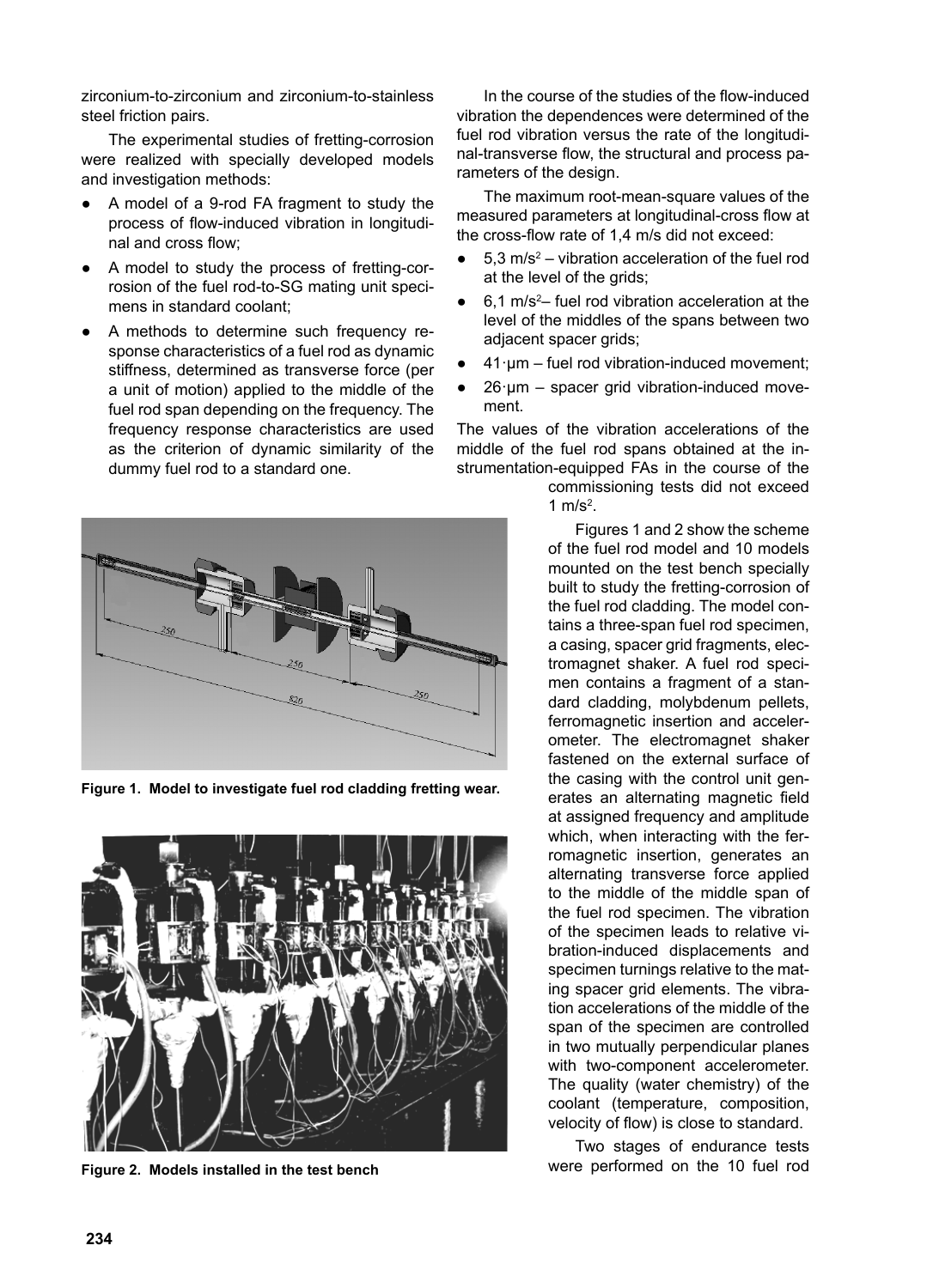zirconium-to-zirconium and zirconium-to-stainless steel friction pairs.

The experimental studies of fretting-corrosion were realized with specially developed models and investigation methods:

- A model of a 9-rod FA fragment to study the process of flow-induced vibration in longitudinal and cross flow;
- A model to study the process of fretting-corrosion of the fuel rod-to-SG mating unit specimens in standard coolant;
- A methods to determine such frequency response characteristics of a fuel rod as dynamic stiffness, determined as transverse force (per a unit of motion) applied to the middle of the fuel rod span depending on the frequency. The frequency response characteristics are used as the criterion of dynamic similarity of the dummy fuel rod to a standard one.

Figure 1. Model to investigate fuel rod cladding fretting wear.

Figure 2. Models installed in the test bench

In the course of the studies of the flow-induced vibration the dependences were determined of the fuel rod vibration versus the rate of the longitudinal-transverse flow, the structural and process parameters of the design.

The maximum root-mean-square values of the measured parameters at longitudinal-cross flow at the cross-flow rate of 1,4 m/s did not exceed:

- 5,3 m/s$^2$ – vibration acceleration of the fuel rod at the level of the grids;
- 6,1 m/s$^2$– fuel rod vibration acceleration at the level of the middles of the spans between two adjacent spacer grids;
- 41·μm – fuel rod vibration-induced movement;
- 26·μm – spacer grid vibration-induced movement.

The values of the vibration accelerations of the middle of the fuel rod spans obtained at the instrumentation-equipped FAs in the course of the commissioning tests did not exceed 1 m/s$^2$.

Figures 1 and 2 show the scheme of the fuel rod model and 10 models mounted on the test bench specially built to study the fretting-corrosion of the fuel rod cladding. The model contains a three-span fuel rod specimen, a casing, spacer grid fragments, electromagnet shaker. A fuel rod specimen contains a fragment of a standard cladding, molybdenum pellets, ferromagnetic insertion and accelerometer. The electromagnet shaker fastened on the external surface of the casing with the control unit generates an alternating magnetic field at assigned frequency and amplitude which, when interacting with the ferromagnetic insertion, generates an alternating transverse force applied to the middle of the middle span of the fuel rod specimen. The vibration of the specimen leads to relative vibration-induced displacements and specimen turnings relative to the mating spacer grid elements. The vibration accelerations of the middle of the span of the specimen are controlled in two mutually perpendicular planes with two-component accelerometer. The quality (water chemistry) of the coolant (temperature, composition, velocity of flow) is close to standard.

Two stages of endurance tests were performed on the 10 fuel rod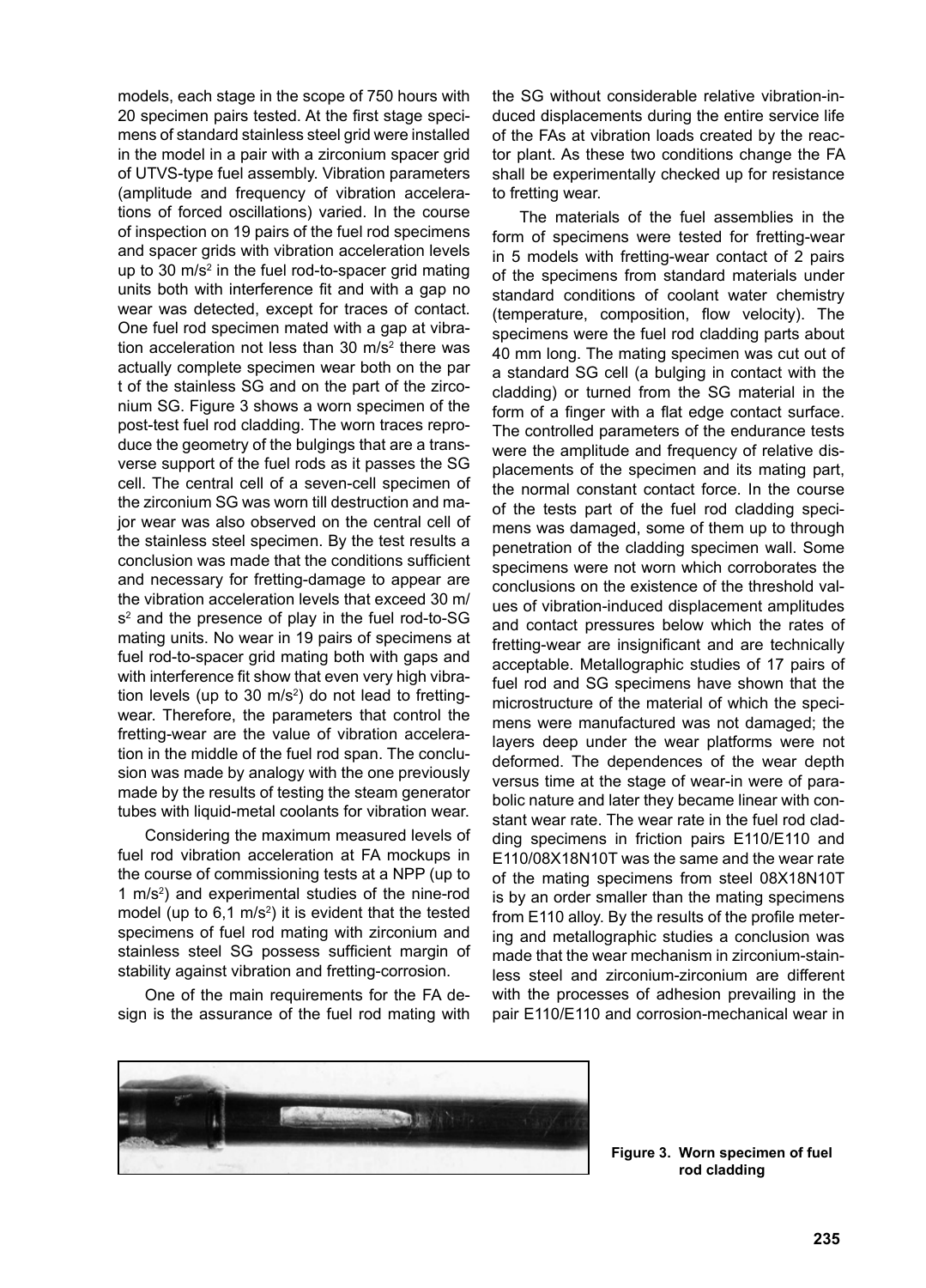models, each stage in the scope of 750 hours with 20 specimen pairs tested. At the first stage specimens of standard stainless steel grid were installed in the model in a pair with a zirconium spacer grid of UTVS-type fuel assembly. Vibration parameters (amplitude and frequency of vibration accelerations of forced oscillations) varied. In the course of inspection on 19 pairs of the fuel rod specimens and spacer grids with vibration acceleration levels up to 30 $m/s^2$ in the fuel rod-to-spacer grid mating units both with interference fit and with a gap no wear was detected, except for traces of contact. One fuel rod specimen mated with a gap at vibration acceleration not less than 30 $m/s^2$ there was actually complete specimen wear both on the par t of the stainless SG and on the part of the zirconium SG. Figure 3 shows a worn specimen of the post-test fuel rod cladding. The worn traces reproduce the geometry of the bulgings that are a transverse support of the fuel rods as it passes the SG cell. The central cell of a seven-cell specimen of the zirconium SG was worn till destruction and major wear was also observed on the central cell of the stainless steel specimen. By the test results a conclusion was made that the conditions sufficient and necessary for fretting-damage to appear are the vibration acceleration levels that exceed 30 $m/s^2$ and the presence of play in the fuel rod-to-SG mating units. No wear in 19 pairs of specimens at fuel rod-to-spacer grid mating both with gaps and with interference fit show that even very high vibration levels (up to 30 $m/s^2$) do not lead to fretting-wear. Therefore, the parameters that control the fretting-wear are the value of vibration acceleration in the middle of the fuel rod span. The conclusion was made by analogy with the one previously made by the results of testing the steam generator tubes with liquid-metal coolants for vibration wear.

Considering the maximum measured levels of fuel rod vibration acceleration at FA mockups in the course of commissioning tests at a NPP (up to 1 $m/s^2$) and experimental studies of the nine-rod model (up to 6,1 $m/s^2$) it is evident that the tested specimens of fuel rod mating with zirconium and stainless steel SG possess sufficient margin of stability against vibration and fretting-corrosion.

One of the main requirements for the FA design is the assurance of the fuel rod mating with the SG without considerable relative vibration-induced displacements during the entire service life of the FAs at vibration loads created by the reactor plant. As these two conditions change the FA shall be experimentally checked up for resistance to fretting wear.

The materials of the fuel assemblies in the form of specimens were tested for fretting-wear in 5 models with fretting-wear contact of 2 pairs of the specimens from standard materials under standard conditions of coolant water chemistry (temperature, composition, flow velocity). The specimens were the fuel rod cladding parts about 40 mm long. The mating specimen was cut out of a standard SG cell (a bulging in contact with the cladding) or turned from the SG material in the form of a finger with a flat edge contact surface. The controlled parameters of the endurance tests were the amplitude and frequency of relative displacements of the specimen and its mating part, the normal constant contact force. In the course of the tests part of the fuel rod cladding specimens was damaged, some of them up to through penetration of the cladding specimen wall. Some specimens were not worn which corroborates the conclusions on the existence of the threshold values of vibration-induced displacement amplitudes and contact pressures below which the rates of fretting-wear are insignificant and are technically acceptable. Metallographic studies of 17 pairs of fuel rod and SG specimens have shown that the microstructure of the material of which the specimens were manufactured was not damaged; the layers deep under the wear platforms were not deformed. The dependences of the wear depth versus time at the stage of wear-in were of parabolic nature and later they became linear with constant wear rate. The wear rate in the fuel rod cladding specimens in friction pairs E110/E110 and E110/08X18N10T was the same and the wear rate of the mating specimens from steel 08X18N10T is by an order smaller than the mating specimens from E110 alloy. By the results of the profile metering and metallographic studies a conclusion was made that the wear mechanism in zirconium-stainless steel and zirconium-zirconium are different with the processes of adhesion prevailing in the pair E110/E110 and corrosion-mechanical wear in

**Figure 3. Worn specimen of fuel rod cladding**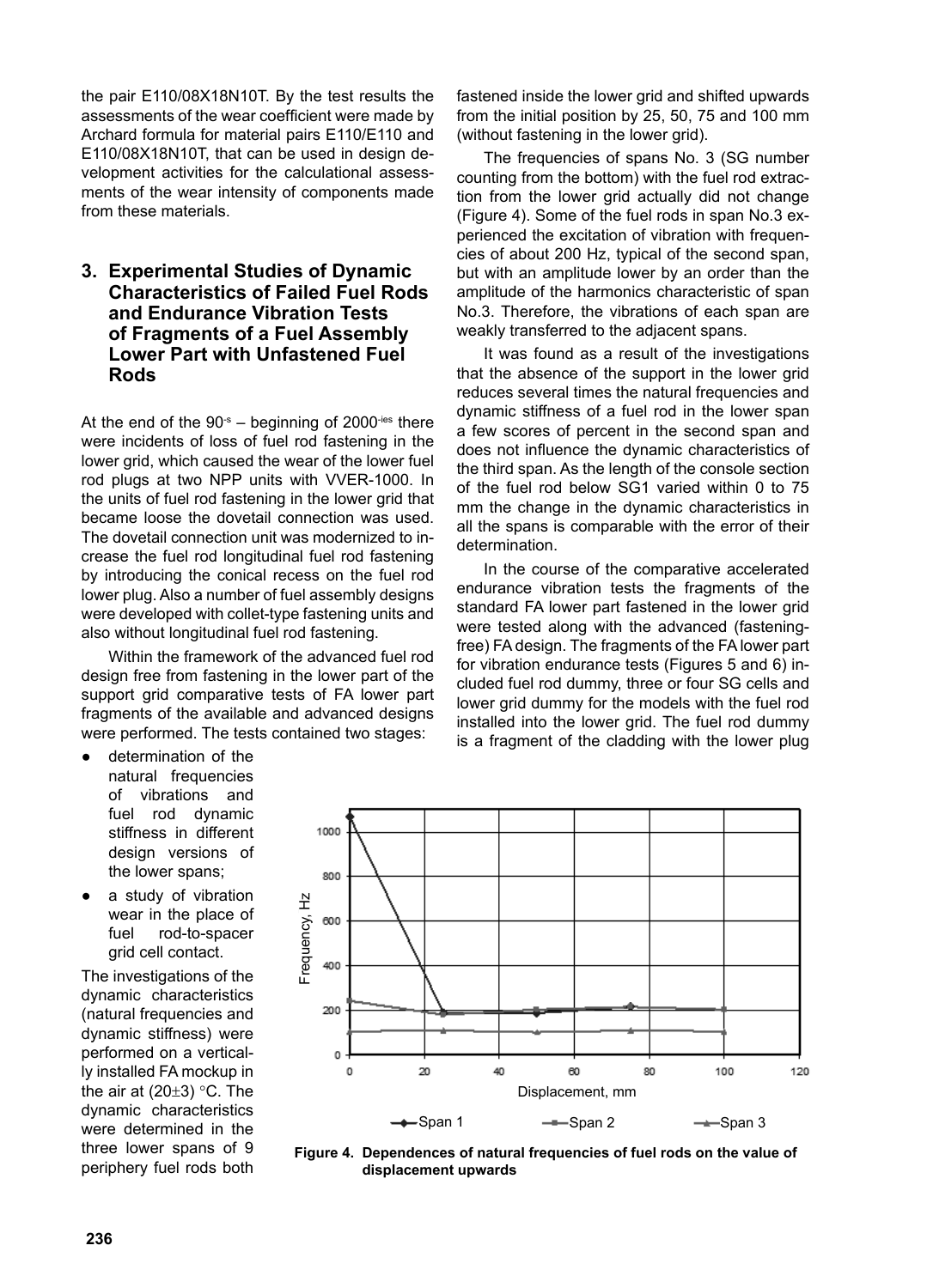the pair E110/08X18N10T. By the test results the assessments of the wear coefficient were made by Archard formula for material pairs E110/E110 and E110/08X18N10T, that can be used in design development activities for the calculational assessments of the wear intensity of components made from these materials.

## 3. Experimental Studies of Dynamic Characteristics of Failed Fuel Rods and Endurance Vibration Tests of Fragments of a Fuel Assembly Lower Part with Unfastened Fuel Rods

At the end of the 90-s – beginning of 2000-ies there were incidents of loss of fuel rod fastening in the lower grid, which caused the wear of the lower fuel rod plugs at two NPP units with VVER-1000. In the units of fuel rod fastening in the lower grid that became loose the dovetail connection was used. The dovetail connection unit was modernized to increase the fuel rod longitudinal fuel rod fastening by introducing the conical recess on the fuel rod lower plug. Also a number of fuel assembly designs were developed with collet-type fastening units and also without longitudinal fuel rod fastening.

Within the framework of the advanced fuel rod design free from fastening in the lower part of the support grid comparative tests of FA lower part fragments of the available and advanced designs were performed. The tests contained two stages:

- determination of the natural frequencies of vibrations and fuel rod dynamic stiffness in different design versions of the lower spans;
- a study of vibration wear in the place of fuel rod-to-spacer grid cell contact.

The investigations of the dynamic characteristics (natural frequencies and dynamic stiffness) were performed on a vertically installed FA mockup in the air at (20±3) °C. The dynamic characteristics were determined in the three lower spans of 9 periphery fuel rods both fastened inside the lower grid and shifted upwards from the initial position by 25, 50, 75 and 100 mm (without fastening in the lower grid).

The frequencies of spans No. 3 (SG number counting from the bottom) with the fuel rod extraction from the lower grid actually did not change (Figure 4). Some of the fuel rods in span No.3 experienced the excitation of vibration with frequencies of about 200 Hz, typical of the second span, but with an amplitude lower by an order than the amplitude of the harmonics characteristic of span No.3. Therefore, the vibrations of each span are weakly transferred to the adjacent spans.

It was found as a result of the investigations that the absence of the support in the lower grid reduces several times the natural frequencies and dynamic stiffness of a fuel rod in the lower span a few scores of percent in the second span and does not influence the dynamic characteristics of the third span. As the length of the console section of the fuel rod below SG1 varied within 0 to 75 mm the change in the dynamic characteristics in all the spans is comparable with the error of their determination.

In the course of the comparative accelerated endurance vibration tests the fragments of the standard FA lower part fastened in the lower grid were tested along with the advanced (fastening-free) FA design. The fragments of the FA lower part for vibration endurance tests (Figures 5 and 6) included fuel rod dummy, three or four SG cells and lower grid dummy for the models with the fuel rod installed into the lower grid. The fuel rod dummy is a fragment of the cladding with the lower plug

**Figure 4. Dependences of natural frequencies of fuel rods on the value of displacement upwards**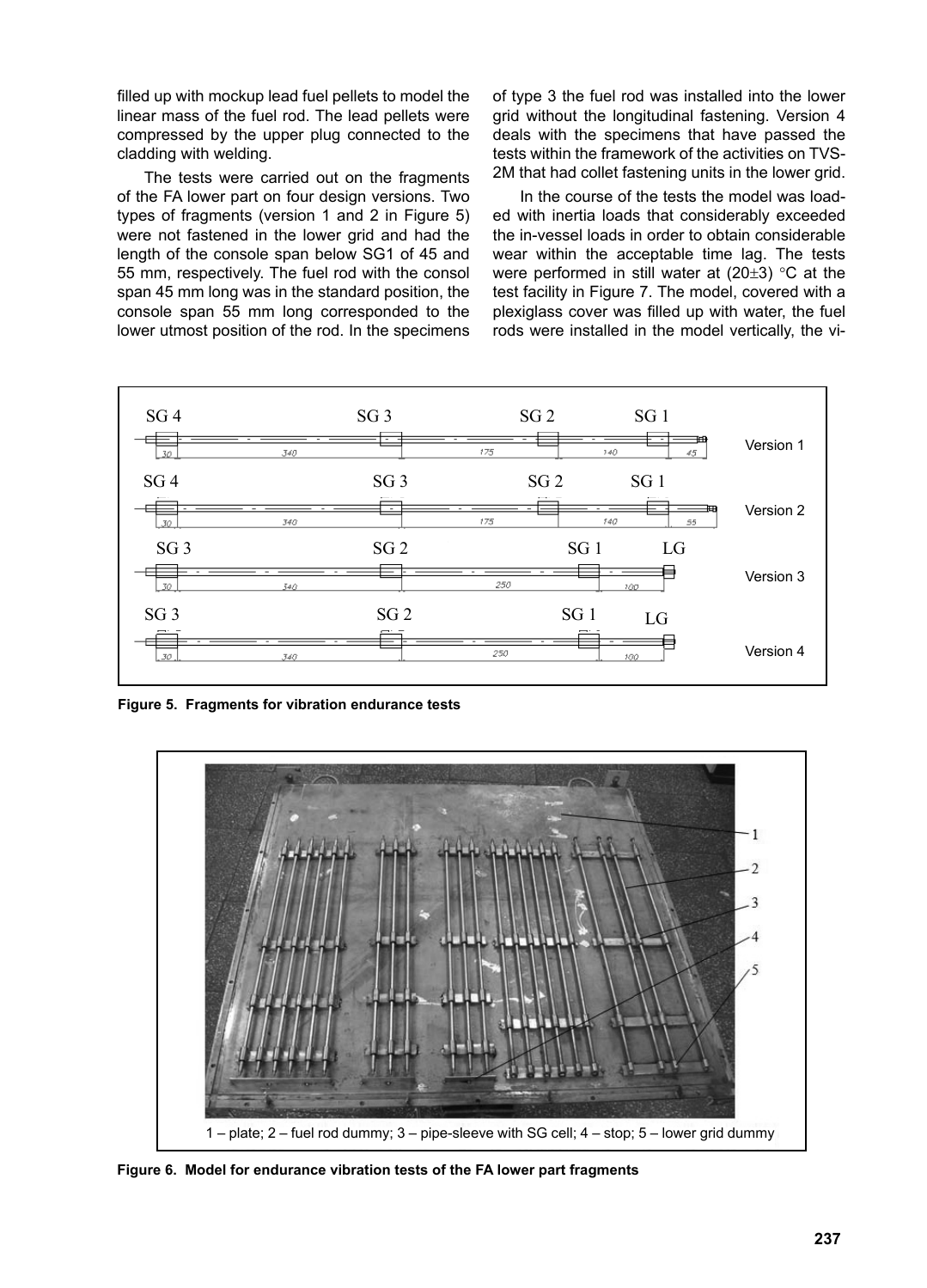filled up with mockup lead fuel pellets to model the linear mass of the fuel rod. The lead pellets were compressed by the upper plug connected to the cladding with welding.

The tests were carried out on the fragments of the FA lower part on four design versions. Two types of fragments (version 1 and 2 in Figure 5) were not fastened in the lower grid and had the length of the console span below SG1 of 45 and 55 mm, respectively. The fuel rod with the consol span 45 mm long was in the standard position, the console span 55 mm long corresponded to the lower utmost position of the rod. In the specimens of type 3 the fuel rod was installed into the lower grid without the longitudinal fastening. Version 4 deals with the specimens that have passed the tests within the framework of the activities on TVS-2M that had collet fastening units in the lower grid.

In the course of the tests the model was loaded with inertia loads that considerably exceeded the in-vessel loads in order to obtain considerable wear within the acceptable time lag. The tests were performed in still water at (20±3) °C at the test facility in Figure 7. The model, covered with a plexiglass cover was filled up with water, the fuel rods were installed in the model vertically, the vi-

**Figure 5. Fragments for vibration endurance tests**

1 – plate; 2 – fuel rod dummy; 3 – pipe-sleeve with SG cell; 4 – stop; 5 – lower grid dummy

**Figure 6. Model for endurance vibration tests of the FA lower part fragments**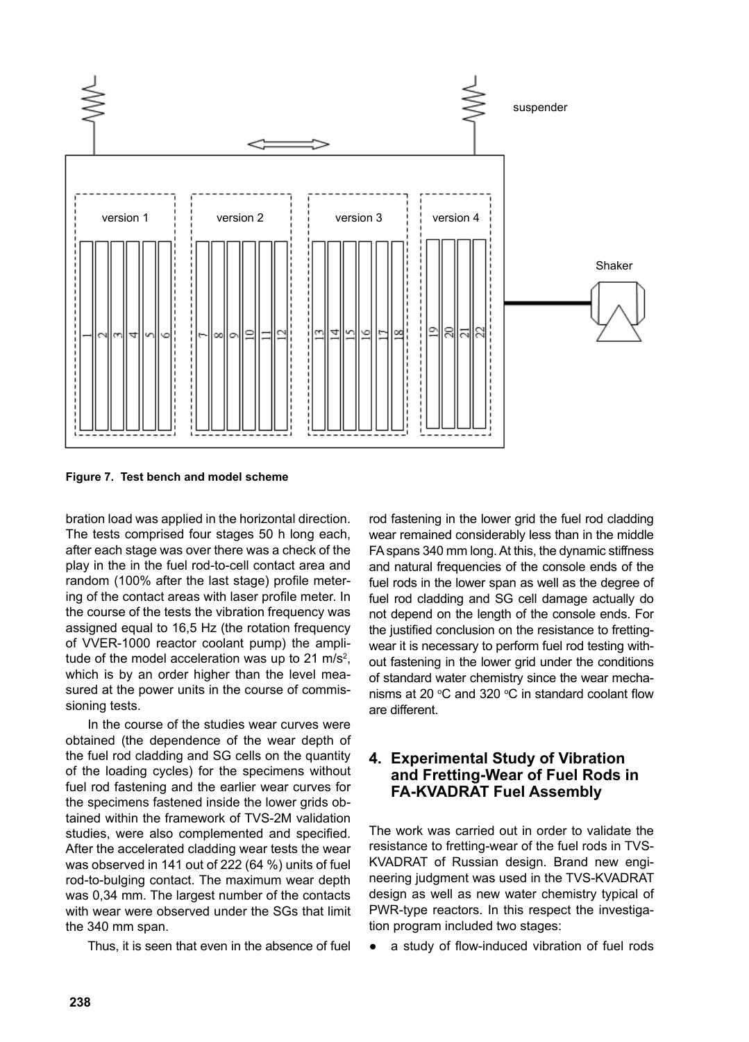Figure 7. Test bench and model scheme

bration load was applied in the horizontal direction. The tests comprised four stages 50 h long each, after each stage was over there was a check of the play in the in the fuel rod-to-cell contact area and random (100% after the last stage) profile metering of the contact areas with laser profile meter. In the course of the tests the vibration frequency was assigned equal to 16,5 Hz (the rotation frequency of VVER-1000 reactor coolant pump) the amplitude of the model acceleration was up to 21 m/s$^2$, which is by an order higher than the level measured at the power units in the course of commissioning tests.

In the course of the studies wear curves were obtained (the dependence of the wear depth of the fuel rod cladding and SG cells on the quantity of the loading cycles) for the specimens without fuel rod fastening and the earlier wear curves for the specimens fastened inside the lower grids obtained within the framework of TVS-2M validation studies, were also complemented and specified. After the accelerated cladding wear tests the wear was observed in 141 out of 222 (64 %) units of fuel rod-to-bulging contact. The maximum wear depth was 0,34 mm. The largest number of the contacts with wear were observed under the SGs that limit the 340 mm span.

Thus, it is seen that even in the absence of fuel rod fastening in the lower grid the fuel rod cladding wear remained considerably less than in the middle FA spans 340 mm long. At this, the dynamic stiffness and natural frequencies of the console ends of the fuel rods in the lower span as well as the degree of fuel rod cladding and SG cell damage actually do not depend on the length of the console ends. For the justified conclusion on the resistance to fretting-wear it is necessary to perform fuel rod testing without fastening in the lower grid under the conditions of standard water chemistry since the wear mechanisms at 20 °C and 320 °C in standard coolant flow are different.

## 4. Experimental Study of Vibration and Fretting-Wear of Fuel Rods in FA-KVADRAT Fuel Assembly

The work was carried out in order to validate the resistance to fretting-wear of the fuel rods in TVS-KVADRAT of Russian design. Brand new engineering judgment was used in the TVS-KVADRAT design as well as new water chemistry typical of PWR-type reactors. In this respect the investigation program included two stages:

- a study of flow-induced vibration of fuel rods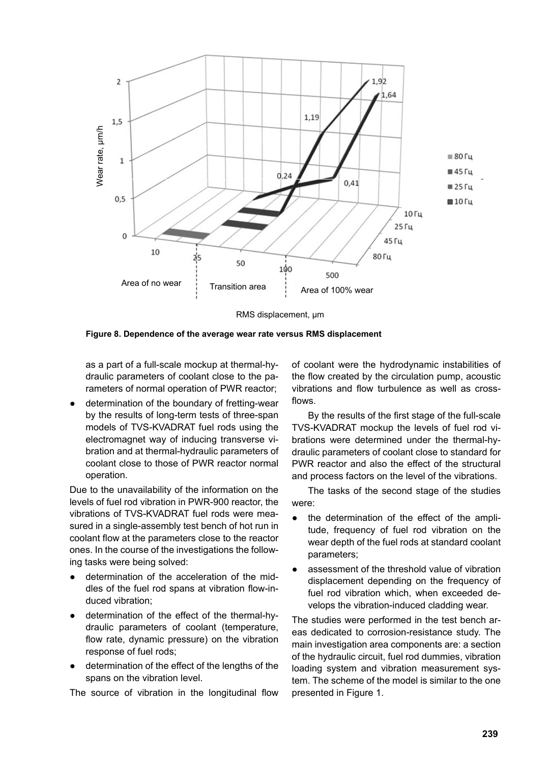Figure 8. Dependence of the average wear rate versus RMS displacement

as a part of a full-scale mockup at thermal-hydraulic parameters of coolant close to the parameters of normal operation of PWR reactor;

- determination of the boundary of fretting-wear by the results of long-term tests of three-span models of TVS-KVADRAT fuel rods using the electromagnet way of inducing transverse vibration and at thermal-hydraulic parameters of coolant close to those of PWR reactor normal operation.

Due to the unavailability of the information on the levels of fuel rod vibration in PWR-900 reactor, the vibrations of TVS-KVADRAT fuel rods were measured in a single-assembly test bench of hot run in coolant flow at the parameters close to the reactor ones. In the course of the investigations the following tasks were being solved:

- determination of the acceleration of the middles of the fuel rod spans at vibration flow-induced vibration;
- determination of the effect of the thermal-hydraulic parameters of coolant (temperature, flow rate, dynamic pressure) on the vibration response of fuel rods;
- determination of the effect of the lengths of the spans on the vibration level.

The source of vibration in the longitudinal flow of coolant were the hydrodynamic instabilities of the flow created by the circulation pump, acoustic vibrations and flow turbulence as well as cross-flows.

By the results of the first stage of the full-scale TVS-KVADRAT mockup the levels of fuel rod vibrations were determined under the thermal-hydraulic parameters of coolant close to standard for PWR reactor and also the effect of the structural and process factors on the level of the vibrations.

The tasks of the second stage of the studies were:

- the determination of the effect of the amplitude, frequency of fuel rod vibration on the wear depth of the fuel rods at standard coolant parameters;
- assessment of the threshold value of vibration displacement depending on the frequency of fuel rod vibration which, when exceeded develops the vibration-induced cladding wear.

The studies were performed in the test bench areas dedicated to corrosion-resistance study. The main investigation area components are: a section of the hydraulic circuit, fuel rod dummies, vibration loading system and vibration measurement system. The scheme of the model is similar to the one presented in Figure 1.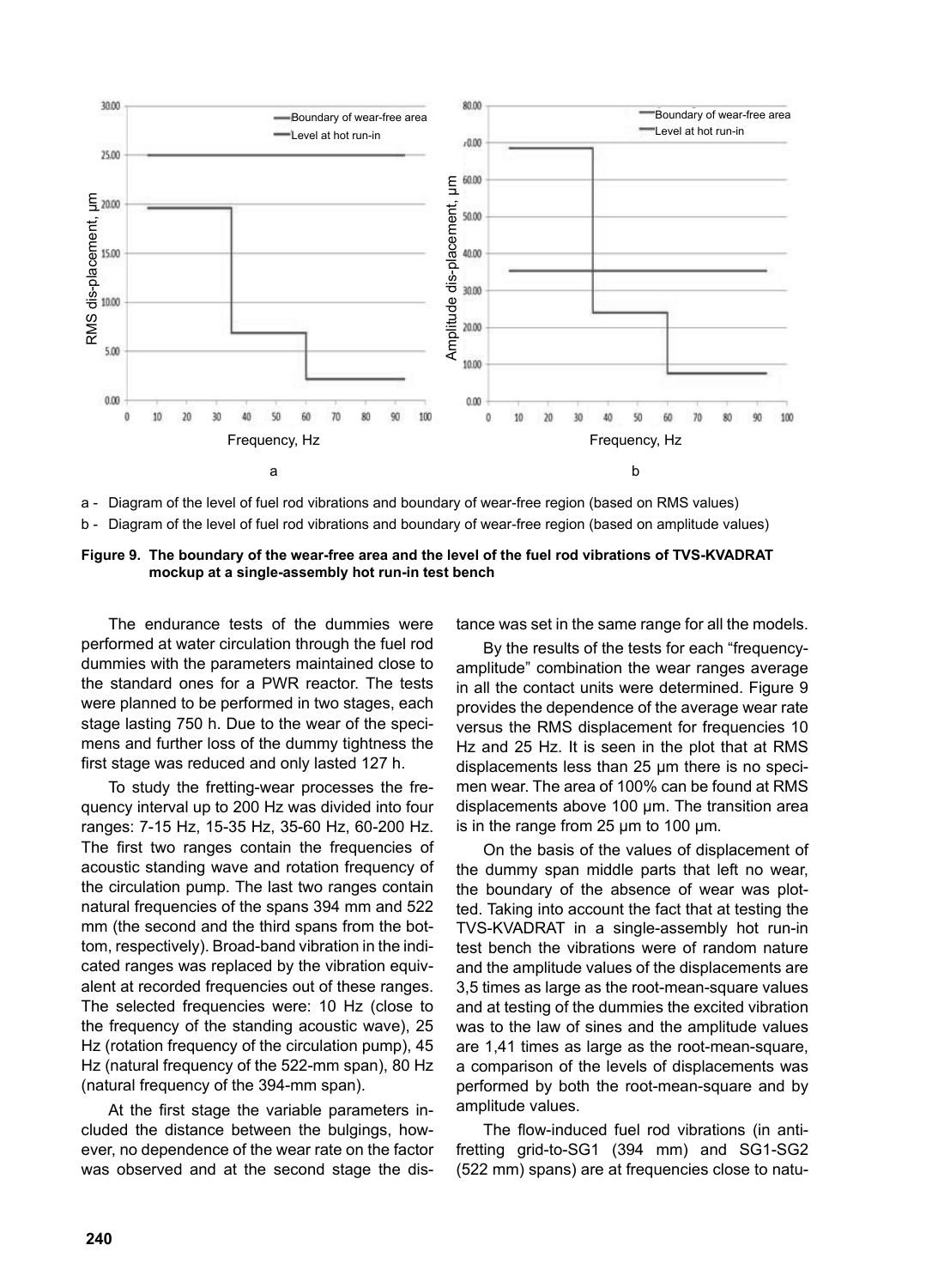a - Diagram of the level of fuel rod vibrations and boundary of wear-free region (based on RMS values)

b - Diagram of the level of fuel rod vibrations and boundary of wear-free region (based on amplitude values)

**Figure 9. The boundary of the wear-free area and the level of the fuel rod vibrations of TVS-KVADRAT mockup at a single-assembly hot run-in test bench**

The endurance tests of the dummies were performed at water circulation through the fuel rod dummies with the parameters maintained close to the standard ones for a PWR reactor. The tests were planned to be performed in two stages, each stage lasting 750 h. Due to the wear of the specimens and further loss of the dummy tightness the first stage was reduced and only lasted 127 h.

To study the fretting-wear processes the frequency interval up to 200 Hz was divided into four ranges: 7-15 Hz, 15-35 Hz, 35-60 Hz, 60-200 Hz. The first two ranges contain the frequencies of acoustic standing wave and rotation frequency of the circulation pump. The last two ranges contain natural frequencies of the spans 394 mm and 522 mm (the second and the third spans from the bottom, respectively). Broad-band vibration in the indicated ranges was replaced by the vibration equivalent at recorded frequencies out of these ranges. The selected frequencies were: 10 Hz (close to the frequency of the standing acoustic wave), 25 Hz (rotation frequency of the circulation pump), 45 Hz (natural frequency of the 522-mm span), 80 Hz (natural frequency of the 394-mm span).

At the first stage the variable parameters included the distance between the bulgings, however, no dependence of the wear rate on the factor was observed and at the second stage the distance was set in the same range for all the models.

By the results of the tests for each "frequency-amplitude" combination the wear ranges average in all the contact units were determined. Figure 9 provides the dependence of the average wear rate versus the RMS displacement for frequencies 10 Hz and 25 Hz. It is seen in the plot that at RMS displacements less than 25 μm there is no specimen wear. The area of 100% can be found at RMS displacements above 100 μm. The transition area is in the range from 25 μm to 100 μm.

On the basis of the values of displacement of the dummy span middle parts that left no wear, the boundary of the absence of wear was plotted. Taking into account the fact that at testing the TVS-KVADRAT in a single-assembly hot run-in test bench the vibrations were of random nature and the amplitude values of the displacements are 3,5 times as large as the root-mean-square values and at testing of the dummies the excited vibration was to the law of sines and the amplitude values are 1,41 times as large as the root-mean-square, a comparison of the levels of displacements was performed by both the root-mean-square and by amplitude values.

The flow-induced fuel rod vibrations (in anti-fretting grid-to-SG1 (394 mm) and SG1-SG2 (522 mm) spans) are at frequencies close to natu-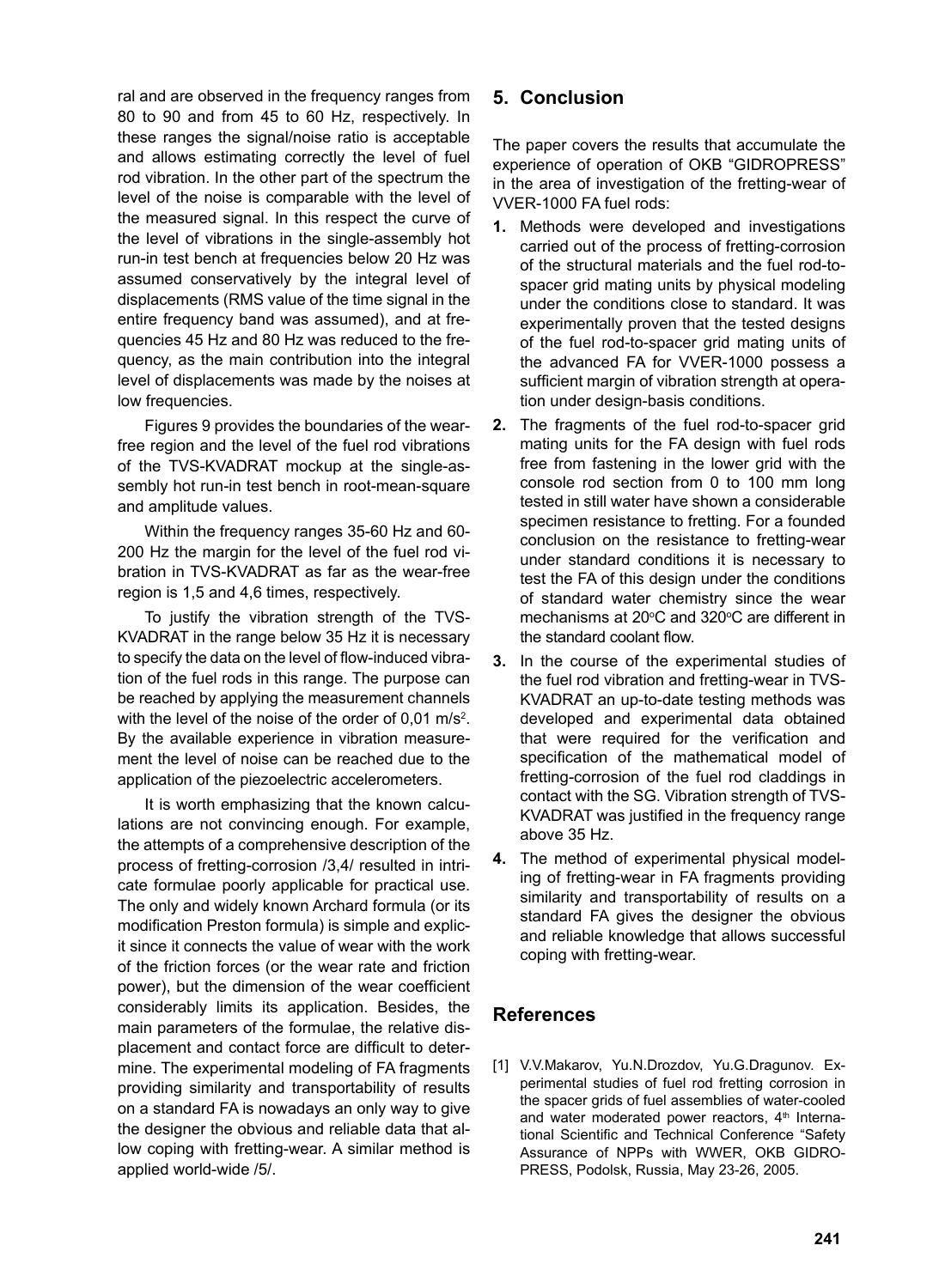ral and are observed in the frequency ranges from 80 to 90 and from 45 to 60 Hz, respectively. In these ranges the signal/noise ratio is acceptable and allows estimating correctly the level of fuel rod vibration. In the other part of the spectrum the level of the noise is comparable with the level of the measured signal. In this respect the curve of the level of vibrations in the single-assembly hot run-in test bench at frequencies below 20 Hz was assumed conservatively by the integral level of displacements (RMS value of the time signal in the entire frequency band was assumed), and at frequencies 45 Hz and 80 Hz was reduced to the frequency, as the main contribution into the integral level of displacements was made by the noises at low frequencies.

Figures 9 provides the boundaries of the wear-free region and the level of the fuel rod vibrations of the TVS-KVADRAT mockup at the single-assembly hot run-in test bench in root-mean-square and amplitude values.

Within the frequency ranges 35-60 Hz and 60-200 Hz the margin for the level of the fuel rod vibration in TVS-KVADRAT as far as the wear-free region is 1,5 and 4,6 times, respectively.

To justify the vibration strength of the TVS-KVADRAT in the range below 35 Hz it is necessary to specify the data on the level of flow-induced vibration of the fuel rods in this range. The purpose can be reached by applying the measurement channels with the level of the noise of the order of 0,01 $m/s^2$. By the available experience in vibration measurement the level of noise can be reached due to the application of the piezoelectric accelerometers.

It is worth emphasizing that the known calculations are not convincing enough. For example, the attempts of a comprehensive description of the process of fretting-corrosion /3,4/ resulted in intricate formulae poorly applicable for practical use. The only and widely known Archard formula (or its modification Preston formula) is simple and explicit since it connects the value of wear with the work of the friction forces (or the wear rate and friction power), but the dimension of the wear coefficient considerably limits its application. Besides, the main parameters of the formulae, the relative displacement and contact force are difficult to determine. The experimental modeling of FA fragments providing similarity and transportability of results on a standard FA is nowadays an only way to give the designer the obvious and reliable data that allow coping with fretting-wear. A similar method is applied world-wide /5/.

## 5. Conclusion

The paper covers the results that accumulate the experience of operation of OKB "GIDROPRESS" in the area of investigation of the fretting-wear of VVER-1000 FA fuel rods:

1. Methods were developed and investigations carried out of the process of fretting-corrosion of the structural materials and the fuel rod-to-spacer grid mating units by physical modeling under the conditions close to standard. It was experimentally proven that the tested designs of the fuel rod-to-spacer grid mating units of the advanced FA for VVER-1000 possess a sufficient margin of vibration strength at operation under design-basis conditions.
2. The fragments of the fuel rod-to-spacer grid mating units for the FA design with fuel rods free from fastening in the lower grid with the console rod section from 0 to 100 mm long tested in still water have shown a considerable specimen resistance to fretting. For a founded conclusion on the resistance to fretting-wear under standard conditions it is necessary to test the FA of this design under the conditions of standard water chemistry since the wear mechanisms at 20°C and 320°C are different in the standard coolant flow.
3. In the course of the experimental studies of the fuel rod vibration and fretting-wear in TVS-KVADRAT an up-to-date testing methods was developed and experimental data obtained that were required for the verification and specification of the mathematical model of fretting-corrosion of the fuel rod claddings in contact with the SG. Vibration strength of TVS-KVADRAT was justified in the frequency range above 35 Hz.
4. The method of experimental physical modeling of fretting-wear in FA fragments providing similarity and transportability of results on a standard FA gives the designer the obvious and reliable knowledge that allows successful coping with fretting-wear.

## References

[1] V.V.Makarov, Yu.N.Drozdov, Yu.G.Dragunov. Experimental studies of fuel rod fretting corrosion in the spacer grids of fuel assemblies of water-cooled and water moderated power reactors, 4th International Scientific and Technical Conference "Safety Assurance of NPPs with WWER, OKB GIDROPRESS, Podolsk, Russia, May 23-26, 2005.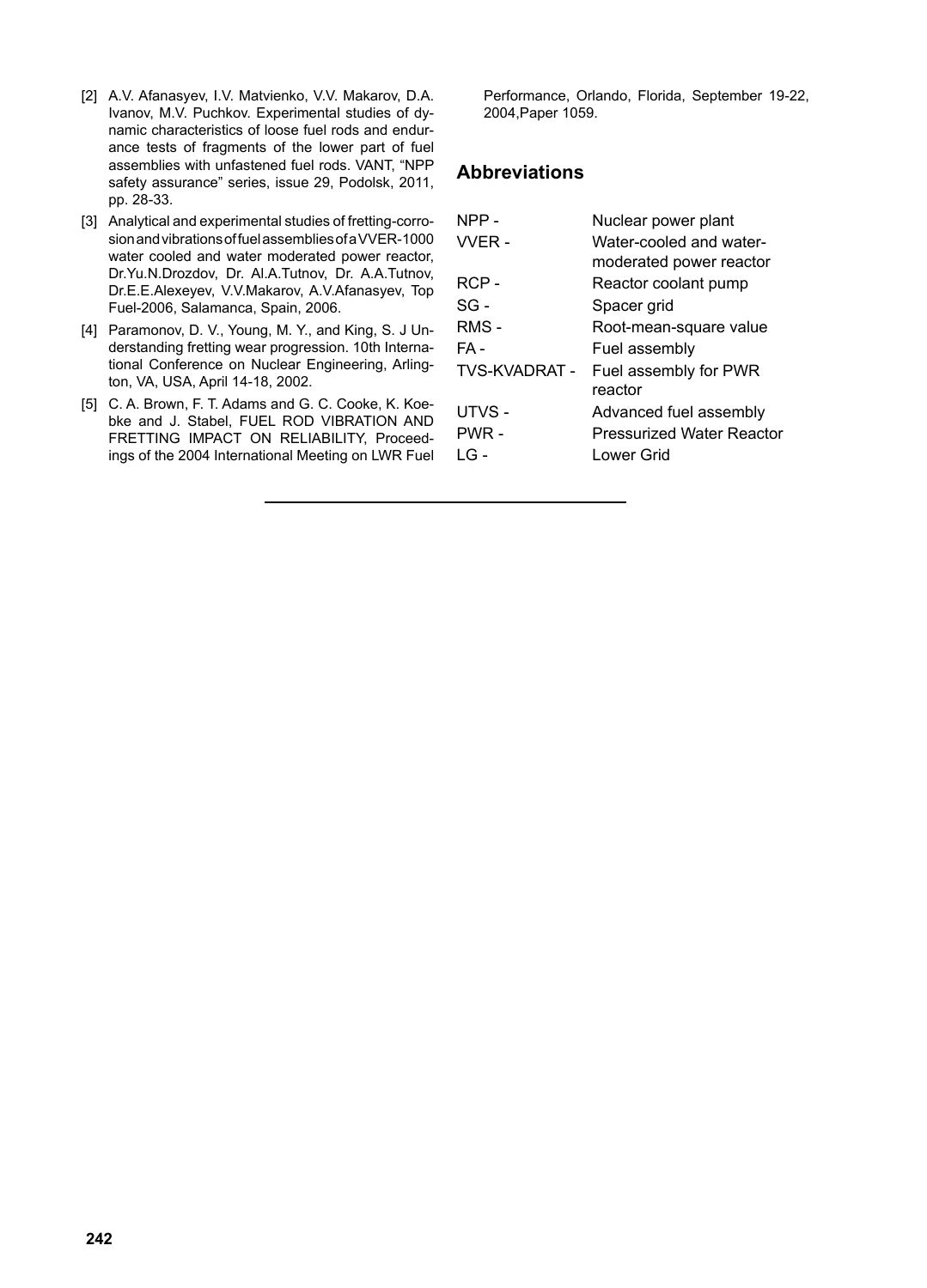[2] A.V. Afanasyev, I.V. Matvienko, V.V. Makarov, D.A. Ivanov, M.V. Puchkov. Experimental studies of dynamic characteristics of loose fuel rods and endurance tests of fragments of the lower part of fuel assemblies with unfastened fuel rods. VANT, "NPP safety assurance" series, issue 29, Podolsk, 2011, pp. 28-33.

[3] Analytical and experimental studies of fretting-corrosion and vibrations of fuel assemblies of a VVER-1000 water cooled and water moderated power reactor, Dr.Yu.N.Drozdov, Dr. Al.A.Tutnov, Dr. A.A.Tutnov, Dr.E.E.Alexeyev, V.V.Makarov, A.V.Afanasyev, Top Fuel-2006, Salamanca, Spain, 2006.

[4] Paramonov, D. V., Young, M. Y., and King, S. J Understanding fretting wear progression. 10th International Conference on Nuclear Engineering, Arlington, VA, USA, April 14-18, 2002.

[5] C. A. Brown, F. T. Adams and G. C. Cooke, K. Koebke and J. Stabel, FUEL ROD VIBRATION AND FRETTING IMPACT ON RELIABILITY, Proceedings of the 2004 International Meeting on LWR Fuel Performance, Orlando, Florida, September 19-22, 2004,Paper 1059.

## Abbreviations

| | |
|---|---|
| NPP - | Nuclear power plant |
| VVER - | Water-cooled and water-moderated power reactor |
| RCP - | Reactor coolant pump |
| SG - | Spacer grid |
| RMS - | Root-mean-square value |
| FA - | Fuel assembly |
| TVS-KVADRAT - | Fuel assembly for PWR reactor |
| UTVS - | Advanced fuel assembly |
| PWR - | Pressurized Water Reactor |
| LG - | Lower Grid |